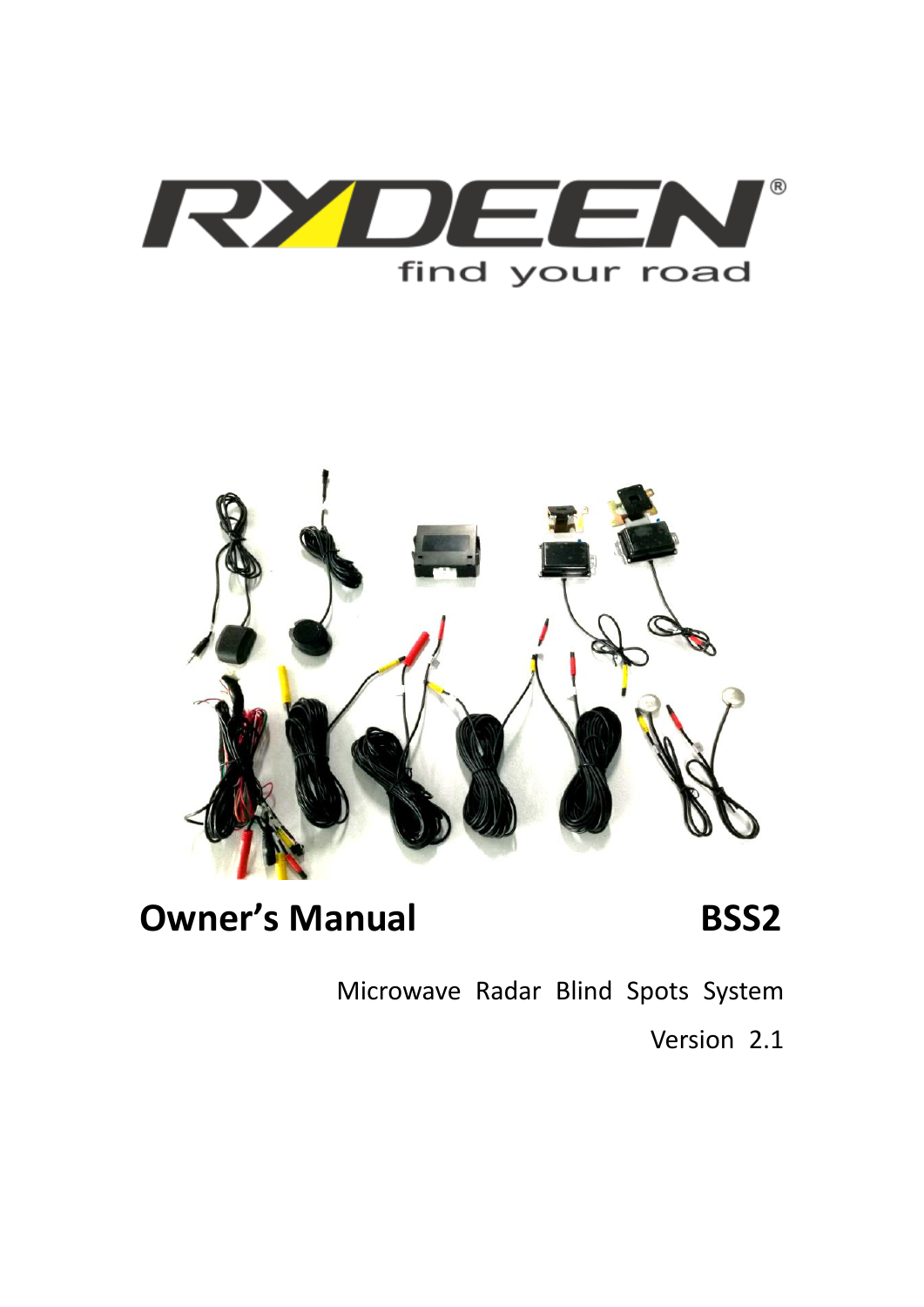RYDEEN®

find your road

# Owner's Manual BSS2

Microwave Radar Blind Spots System

Version 2.1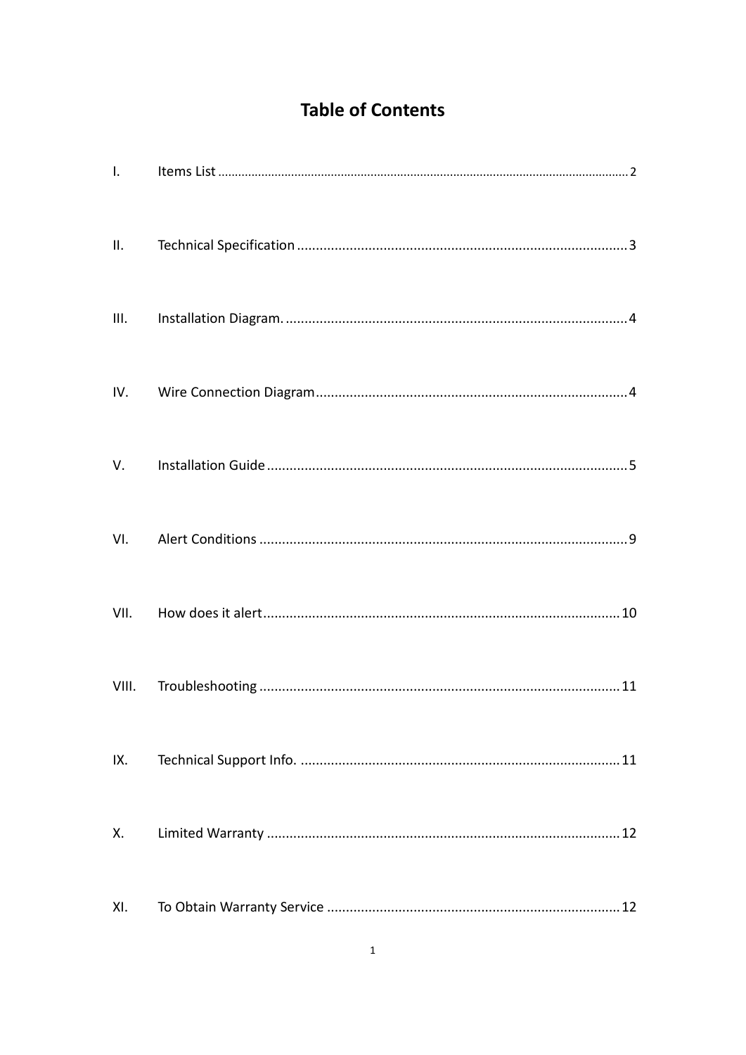# Table of Contents

| | | |
|---|---|---|
| I. | Items List | 2 |
| II. | Technical Specification | 3 |
| III. | Installation Diagram. | 4 |
| IV. | Wire Connection Diagram | 4 |
| V. | Installation Guide | 5 |
| VI. | Alert Conditions | 9 |
| VII. | How does it alert | 10 |
| VIII. | Troubleshooting | 11 |
| IX. | Technical Support Info. | 11 |
| X. | Limited Warranty | 12 |
| XI. | To Obtain Warranty Service | 12 |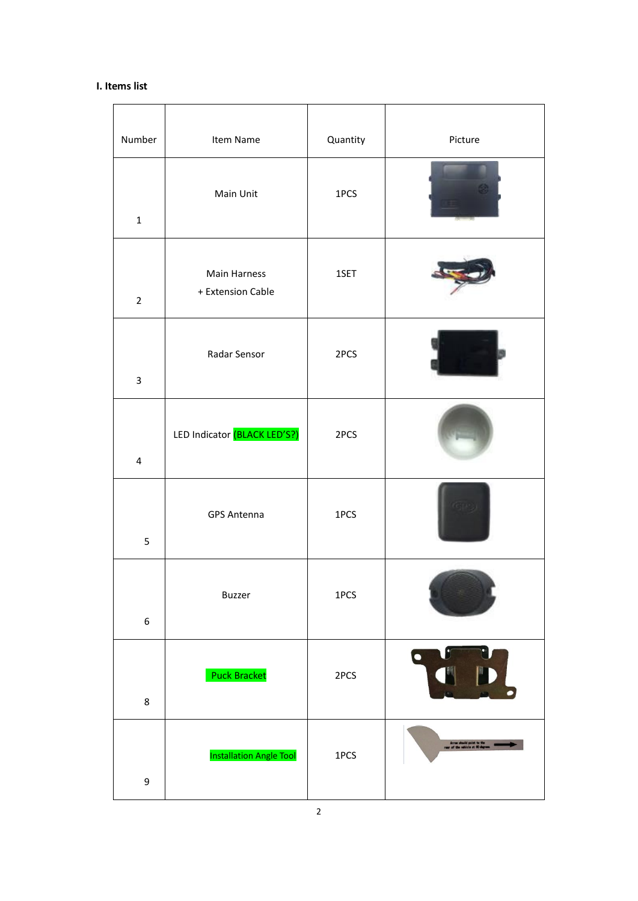### I. Items list

| Number | Item Name | Quantity | Picture |
|---|---|---|---|
| 1 | Main Unit | 1PCS | |
| 2 | Main Harness + Extension Cable | 1SET | |
| 3 | Radar Sensor | 2PCS | |
| 4 | LED Indicator (BLACK LED'S?) | 2PCS | |
| 5 | GPS Antenna | 1PCS | |
| 6 | Buzzer | 1PCS | |
| 8 | Puck Bracket | 2PCS | |
| 9 | Installation Angle Tool | 1PCS | |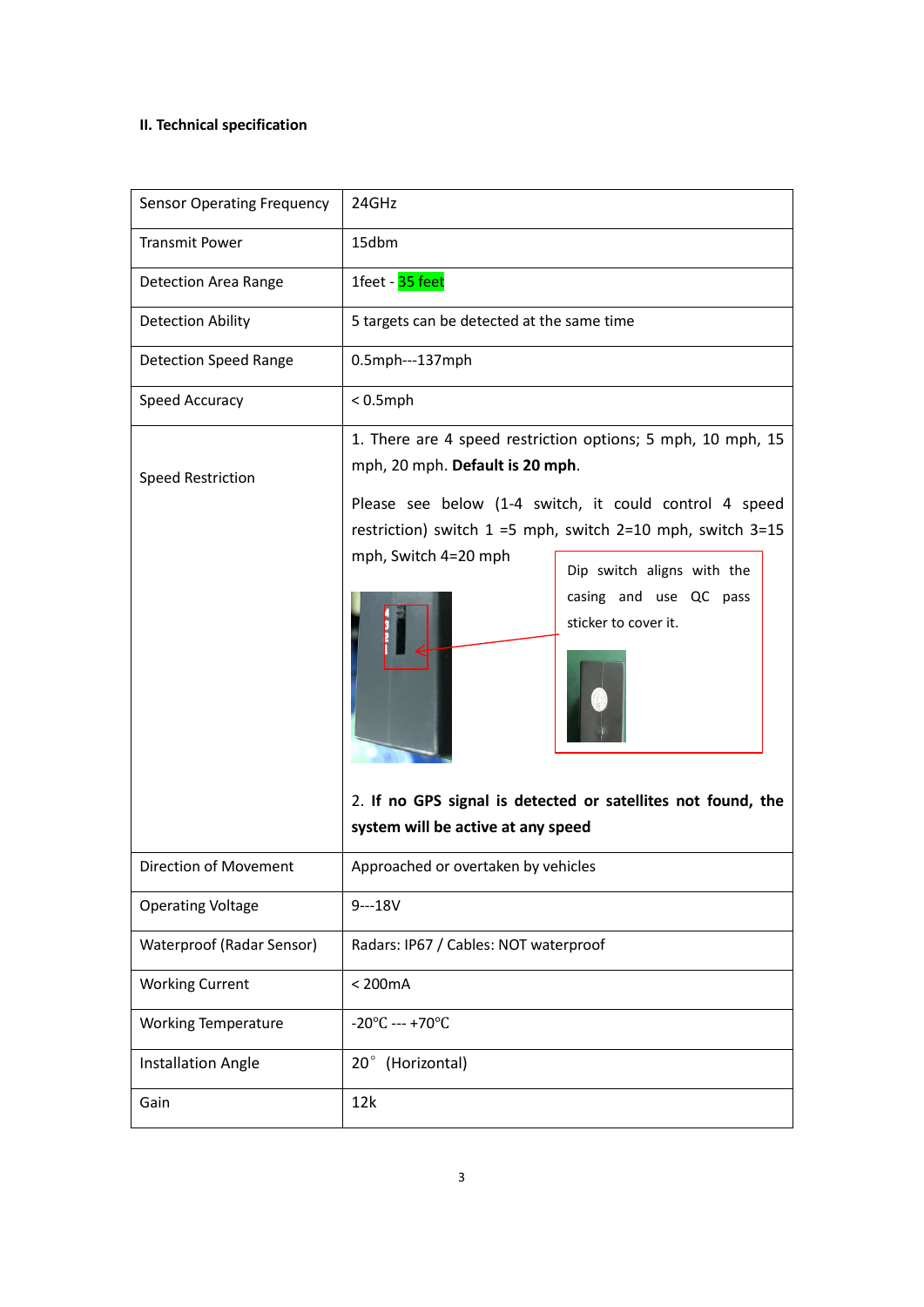**II. Technical specification**

| Sensor Operating Frequency | 24GHz |
|---|---|
| Transmit Power | 15dbm |
| Detection Area Range | 1feet - 35 feet |
| Detection Ability | 5 targets can be detected at the same time |
| Detection Speed Range | 0.5mph---137mph |
| Speed Accuracy | < 0.5mph |
| Speed Restriction | 1. There are 4 speed restriction options; 5 mph, 10 mph, 15 mph, 20 mph. **Default is 20 mph**.<br>Please see below (1-4 switch, it could control 4 speed restriction) switch 1 =5 mph, switch 2=10 mph, switch 3=15 mph, Switch 4=20 mph<br>Dip switch aligns with the casing and use QC pass sticker to cover it.<br>2. **If no GPS signal is detected or satellites not found, the system will be active at any speed** |
| Direction of Movement | Approached or overtaken by vehicles |
| Operating Voltage | 9---18V |
| Waterproof (Radar Sensor) | Radars: IP67 / Cables: NOT waterproof |
| Working Current | < 200mA |
| Working Temperature | -20℃ --- +70℃ |
| Installation Angle | 20° (Horizontal) |
| Gain | 12k |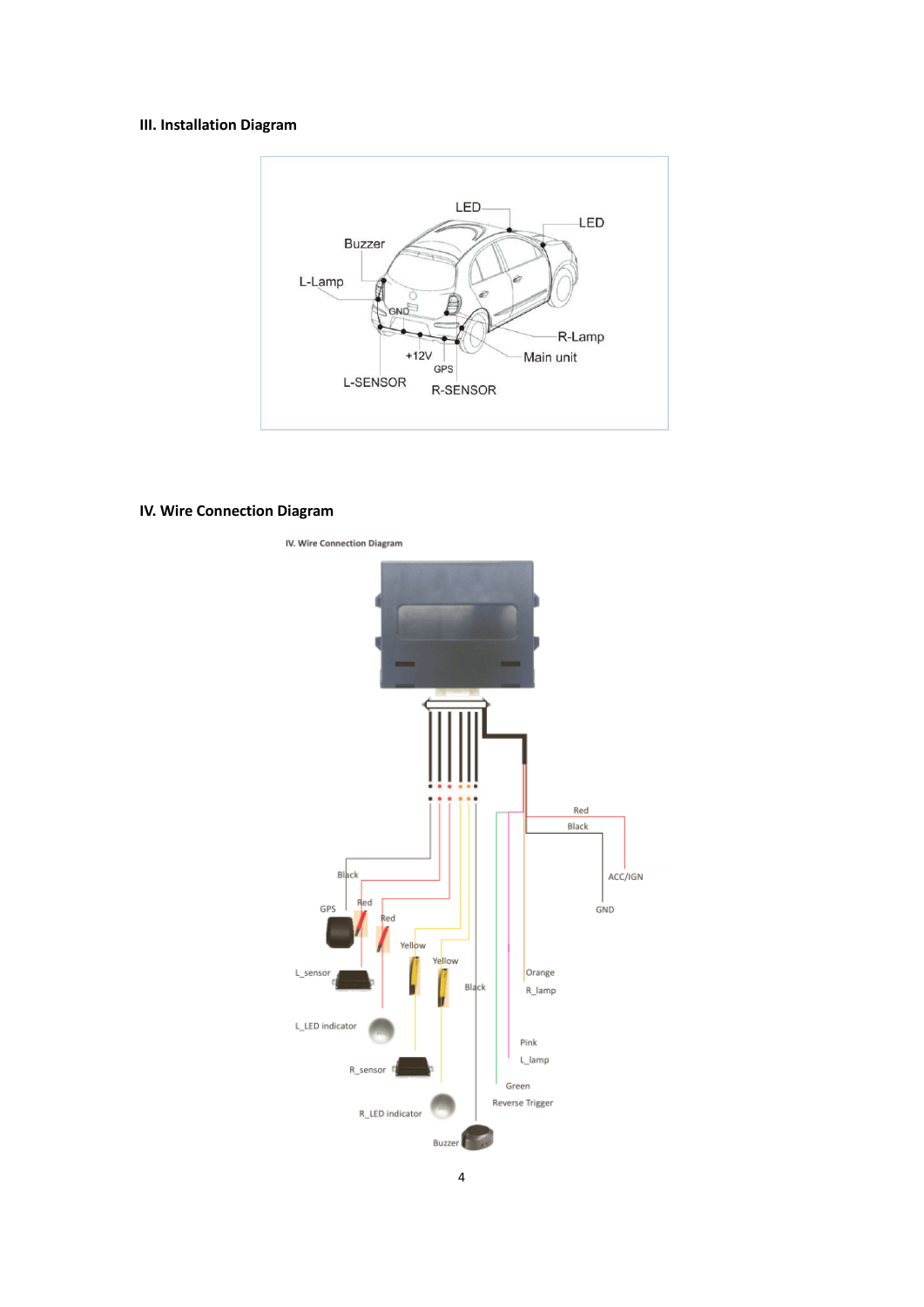## III. Installation Diagram

LED

LED

Buzzer

L-Lamp

GND

R-Lamp

+12V

Main unit

GPS

L-SENSOR

R-SENSOR

## IV. Wire Connection Diagram

IV. Wire Connection Diagram

Red

Black

ACC/IGN

GND

Black

GPS

Red

Red

Yellow

Yellow

L_sensor

Black

Orange

R_lamp

L_LED indicator

Pink

L_lamp

R_sensor

Green

Reverse Trigger

R_LED indicator

Buzzer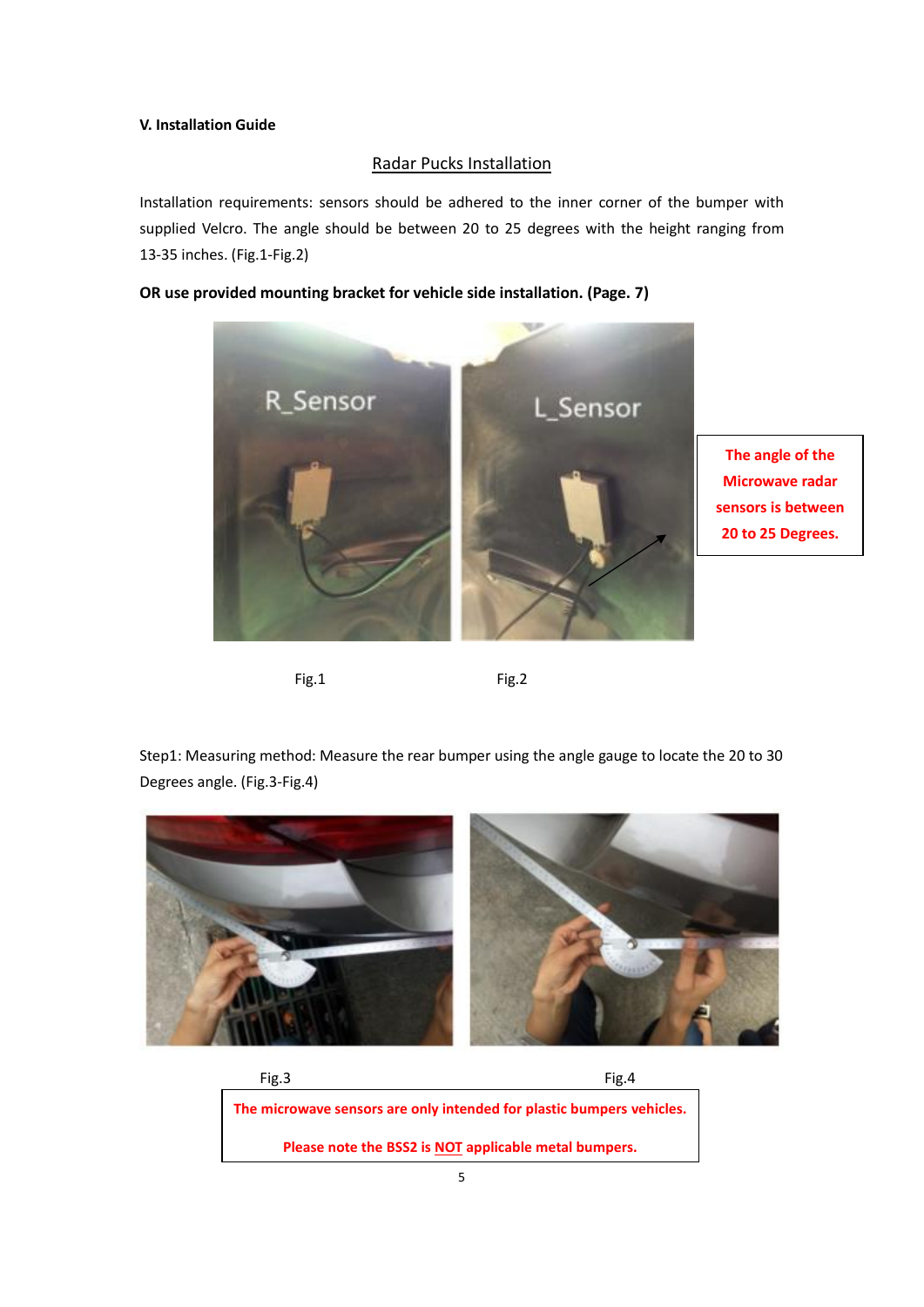**V. Installation Guide**

## Radar Pucks Installation

Installation requirements: sensors should be adhered to the inner corner of the bumper with supplied Velcro. The angle should be between 20 to 25 degrees with the height ranging from 13-35 inches. (Fig.1-Fig.2)

**OR use provided mounting bracket for vehicle side installation. (Page. 7)**

**The angle of the Microwave radar sensors is between 20 to 25 Degrees.**

Fig.1 Fig.2

Step1: Measuring method: Measure the rear bumper using the angle gauge to locate the 20 to 30 Degrees angle. (Fig.3-Fig.4)

Fig.3 Fig.4

**The microwave sensors are only intended for plastic bumpers vehicles.**

**Please note the BSS2 is NOT applicable metal bumpers.**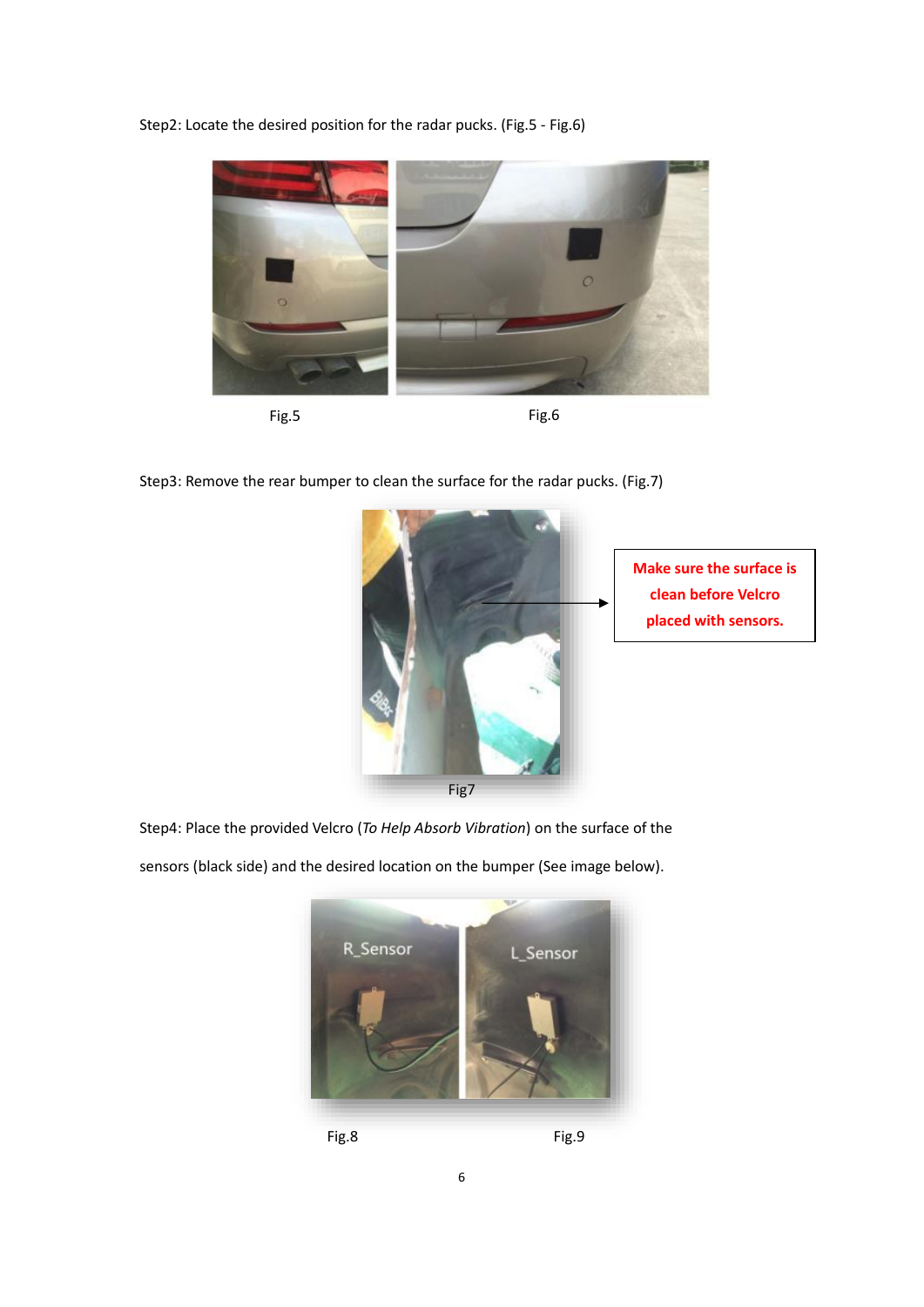Step2: Locate the desired position for the radar pucks. (Fig.5 - Fig.6)

Fig.5

Fig.6

Step3: Remove the rear bumper to clean the surface for the radar pucks. (Fig.7)

**Make sure the surface is clean before Velcro placed with sensors.**

Fig7

Step4: Place the provided Velcro (*To Help Absorb Vibration*) on the surface of the sensors (black side) and the desired location on the bumper (See image below).

R_Sensor

L_Sensor

Fig.8

Fig.9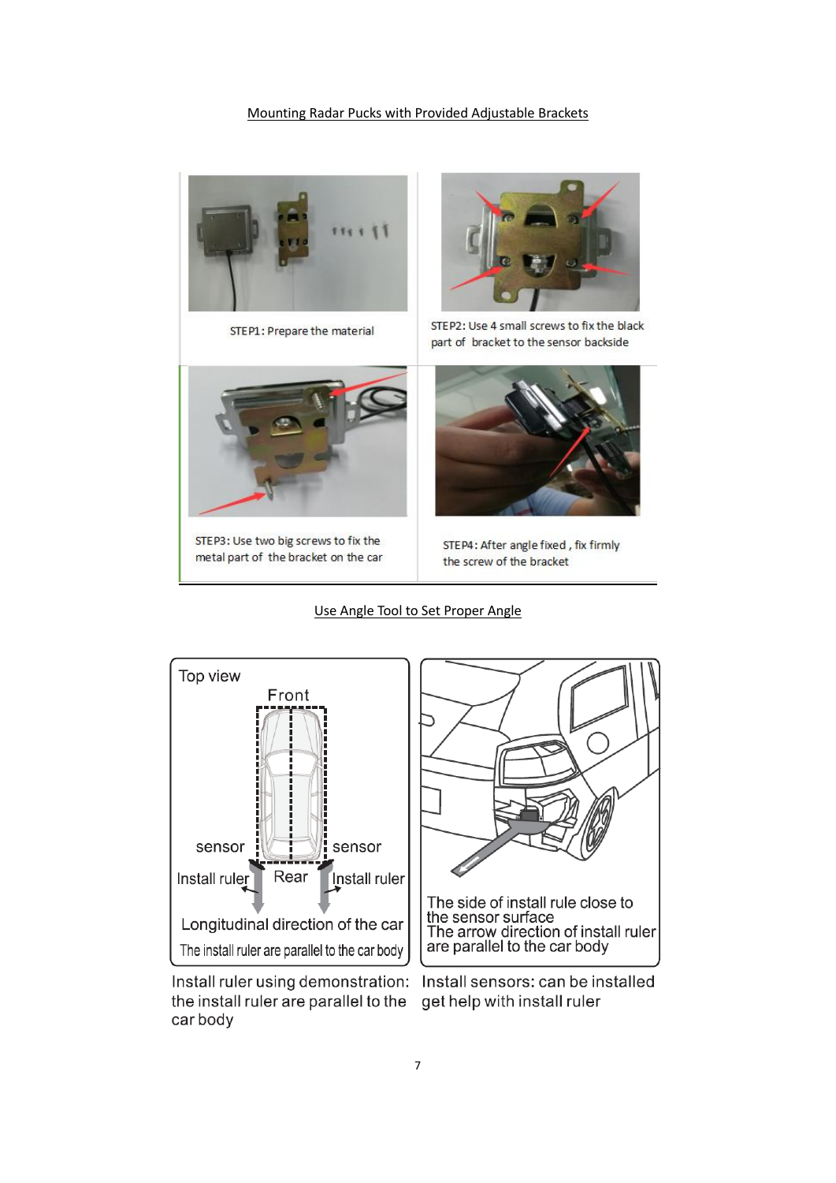Mounting Radar Pucks with Provided Adjustable Brackets

STEP1: Prepare the material

STEP2: Use 4 small screws to fix the black part of bracket to the sensor backside

STEP3: Use two big screws to fix the metal part of the bracket on the car

STEP4: After angle fixed , fix firmly the screw of the bracket

Use Angle Tool to Set Proper Angle

Top view

Front

sensor

sensor

Install ruler

Rear

Install ruler

Longitudinal direction of the car

The install ruler are parallel to the car body

The side of install rule close to the sensor surface
The arrow direction of install ruler are parallel to the car body

Install ruler using demonstration: the install ruler are parallel to the car body

Install sensors: can be installed get help with install ruler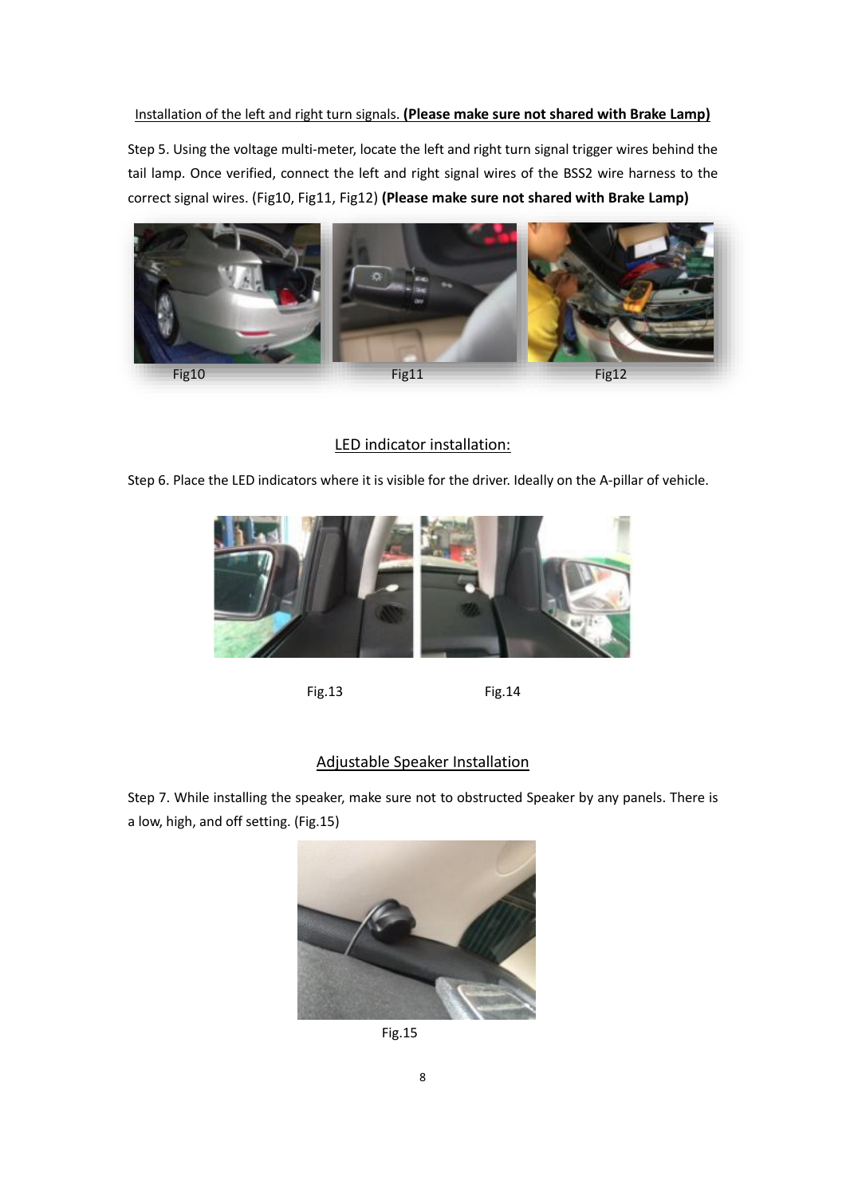Installation of the left and right turn signals. **(Please make sure not shared with Brake Lamp)**

Step 5. Using the voltage multi-meter, locate the left and right turn signal trigger wires behind the tail lamp. Once verified, connect the left and right signal wires of the BSS2 wire harness to the correct signal wires. (Fig10, Fig11, Fig12) **(Please make sure not shared with Brake Lamp)**

Fig10 Fig11 Fig12

## LED indicator installation:

Step 6. Place the LED indicators where it is visible for the driver. Ideally on the A-pillar of vehicle.

Fig.13 Fig.14

## Adjustable Speaker Installation

Step 7. While installing the speaker, make sure not to obstructed Speaker by any panels. There is a low, high, and off setting. (Fig.15)

Fig.15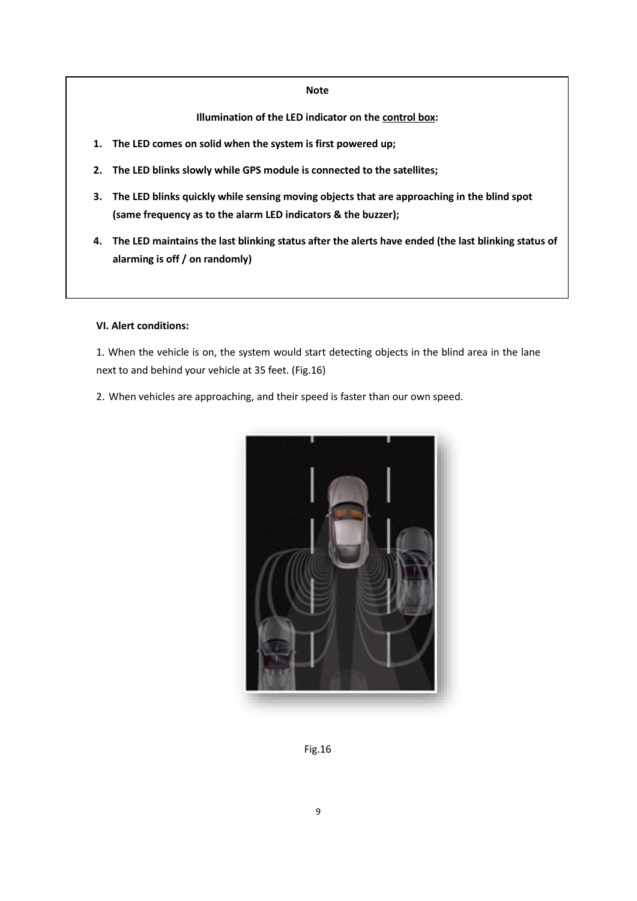**Note**

**Illumination of the LED indicator on the control box:**

1. **The LED comes on solid when the system is first powered up;**
2. **The LED blinks slowly while GPS module is connected to the satellites;**
3. **The LED blinks quickly while sensing moving objects that are approaching in the blind spot (same frequency as to the alarm LED indicators & the buzzer);**
4. **The LED maintains the last blinking status after the alerts have ended (the last blinking status of alarming is off / on randomly)**

**VI. Alert conditions:**

1. When the vehicle is on, the system would start detecting objects in the blind area in the lane next to and behind your vehicle at 35 feet. (Fig.16)

2. When vehicles are approaching, and their speed is faster than our own speed.

Fig.16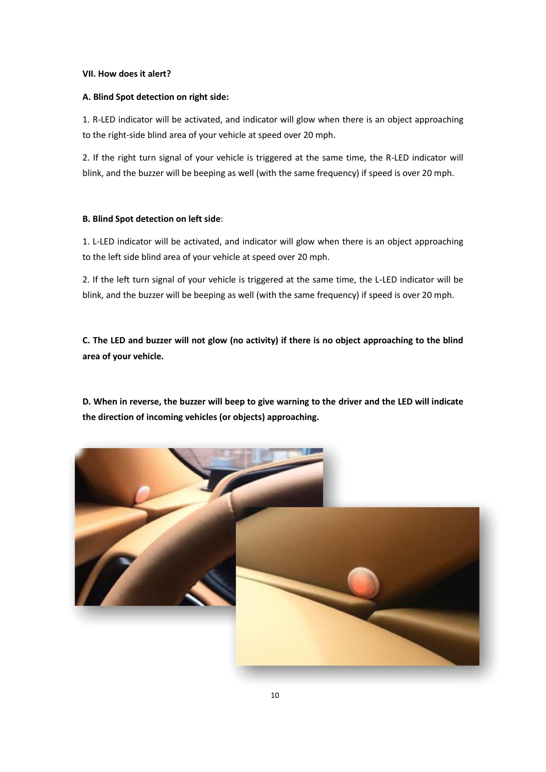**VII. How does it alert?**

**A. Blind Spot detection on right side:**

1. R-LED indicator will be activated, and indicator will glow when there is an object approaching to the right-side blind area of your vehicle at speed over 20 mph.

2. If the right turn signal of your vehicle is triggered at the same time, the R-LED indicator will blink, and the buzzer will be beeping as well (with the same frequency) if speed is over 20 mph.

**B. Blind Spot detection on left side**:

1. L-LED indicator will be activated, and indicator will glow when there is an object approaching to the left side blind area of your vehicle at speed over 20 mph.

2. If the left turn signal of your vehicle is triggered at the same time, the L-LED indicator will be blink, and the buzzer will be beeping as well (with the same frequency) if speed is over 20 mph.

**C. The LED and buzzer will not glow (no activity) if there is no object approaching to the blind area of your vehicle.**

**D. When in reverse, the buzzer will beep to give warning to the driver and the LED will indicate the direction of incoming vehicles (or objects) approaching.**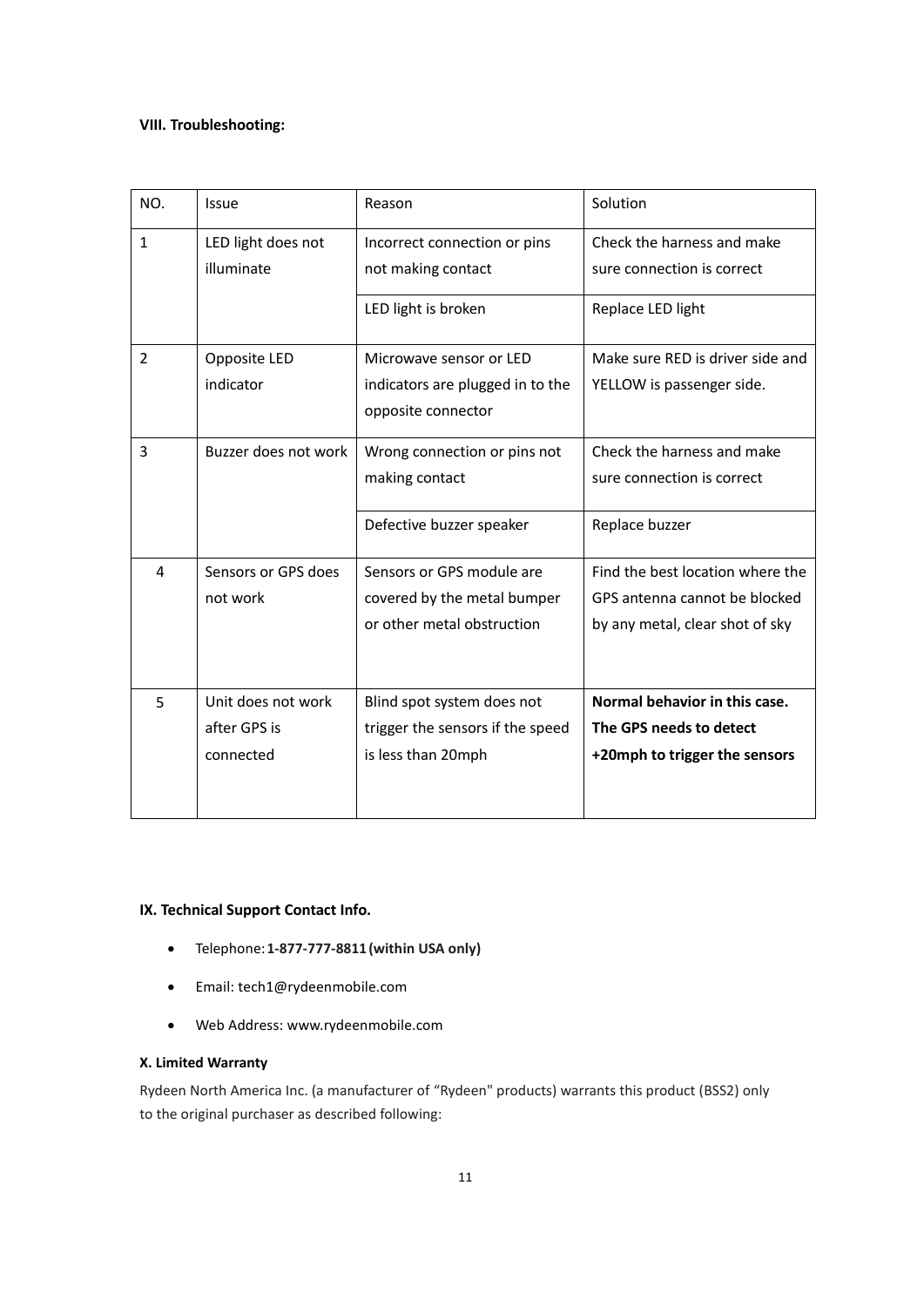### VIII. Troubleshooting:

| NO. | Issue | Reason | Solution |
|---|---|---|---|
| 1 | LED light does not illuminate | Incorrect connection or pins not making contact | Check the harness and make sure connection is correct |
| | | LED light is broken | Replace LED light |
| 2 | Opposite LED indicator | Microwave sensor or LED indicators are plugged in to the opposite connector | Make sure RED is driver side and YELLOW is passenger side. |
| 3 | Buzzer does not work | Wrong connection or pins not making contact | Check the harness and make sure connection is correct |
| | | Defective buzzer speaker | Replace buzzer |
| 4 | Sensors or GPS does not work | Sensors or GPS module are covered by the metal bumper or other metal obstruction | Find the best location where the GPS antenna cannot be blocked by any metal, clear shot of sky |
| 5 | Unit does not work after GPS is connected | Blind spot system does not trigger the sensors if the speed is less than 20mph | **Normal behavior in this case. The GPS needs to detect +20mph to trigger the sensors** |

### IX. Technical Support Contact Info.

- Telephone: **1-877-777-8811 (within USA only)**
- Email: tech1@rydeenmobile.com
- Web Address: www.rydeenmobile.com

### X. Limited Warranty

Rydeen North America Inc. (a manufacturer of "Rydeen" products) warrants this product (BSS2) only to the original purchaser as described following: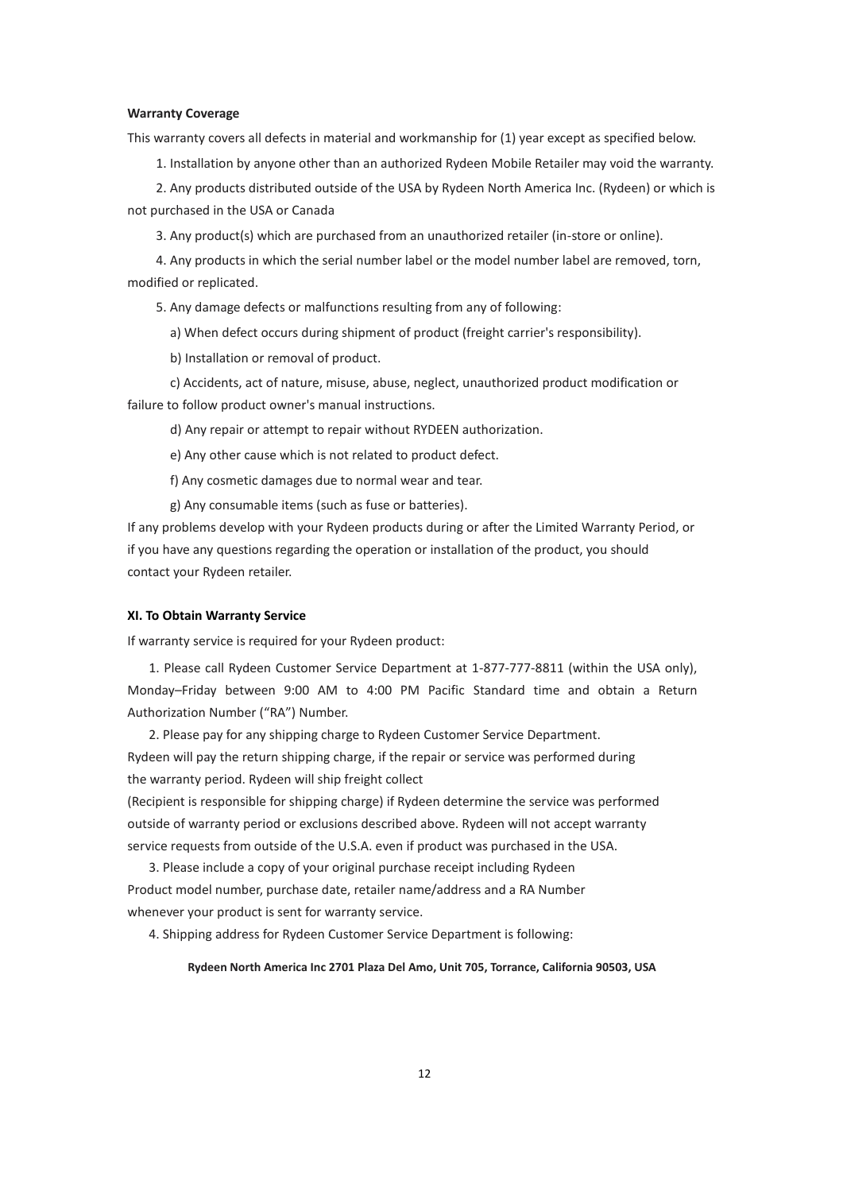**Warranty Coverage**

This warranty covers all defects in material and workmanship for (1) year except as specified below.

1. Installation by anyone other than an authorized Rydeen Mobile Retailer may void the warranty.

2. Any products distributed outside of the USA by Rydeen North America Inc. (Rydeen) or which is not purchased in the USA or Canada

3. Any product(s) which are purchased from an unauthorized retailer (in-store or online).

4. Any products in which the serial number label or the model number label are removed, torn, modified or replicated.

5. Any damage defects or malfunctions resulting from any of following:

a) When defect occurs during shipment of product (freight carrier's responsibility).

b) Installation or removal of product.

c) Accidents, act of nature, misuse, abuse, neglect, unauthorized product modification or failure to follow product owner's manual instructions.

d) Any repair or attempt to repair without RYDEEN authorization.

e) Any other cause which is not related to product defect.

f) Any cosmetic damages due to normal wear and tear.

g) Any consumable items (such as fuse or batteries).

If any problems develop with your Rydeen products during or after the Limited Warranty Period, or if you have any questions regarding the operation or installation of the product, you should contact your Rydeen retailer.

**XI. To Obtain Warranty Service**

If warranty service is required for your Rydeen product:

1. Please call Rydeen Customer Service Department at 1-877-777-8811 (within the USA only), Monday–Friday between 9:00 AM to 4:00 PM Pacific Standard time and obtain a Return Authorization Number ("RA") Number.

2. Please pay for any shipping charge to Rydeen Customer Service Department.
Rydeen will pay the return shipping charge, if the repair or service was performed during the warranty period. Rydeen will ship freight collect
(Recipient is responsible for shipping charge) if Rydeen determine the service was performed outside of warranty period or exclusions described above. Rydeen will not accept warranty service requests from outside of the U.S.A. even if product was purchased in the USA.

3. Please include a copy of your original purchase receipt including Rydeen Product model number, purchase date, retailer name/address and a RA Number whenever your product is sent for warranty service.

4. Shipping address for Rydeen Customer Service Department is following:

**Rydeen North America Inc 2701 Plaza Del Amo, Unit 705, Torrance, California 90503, USA**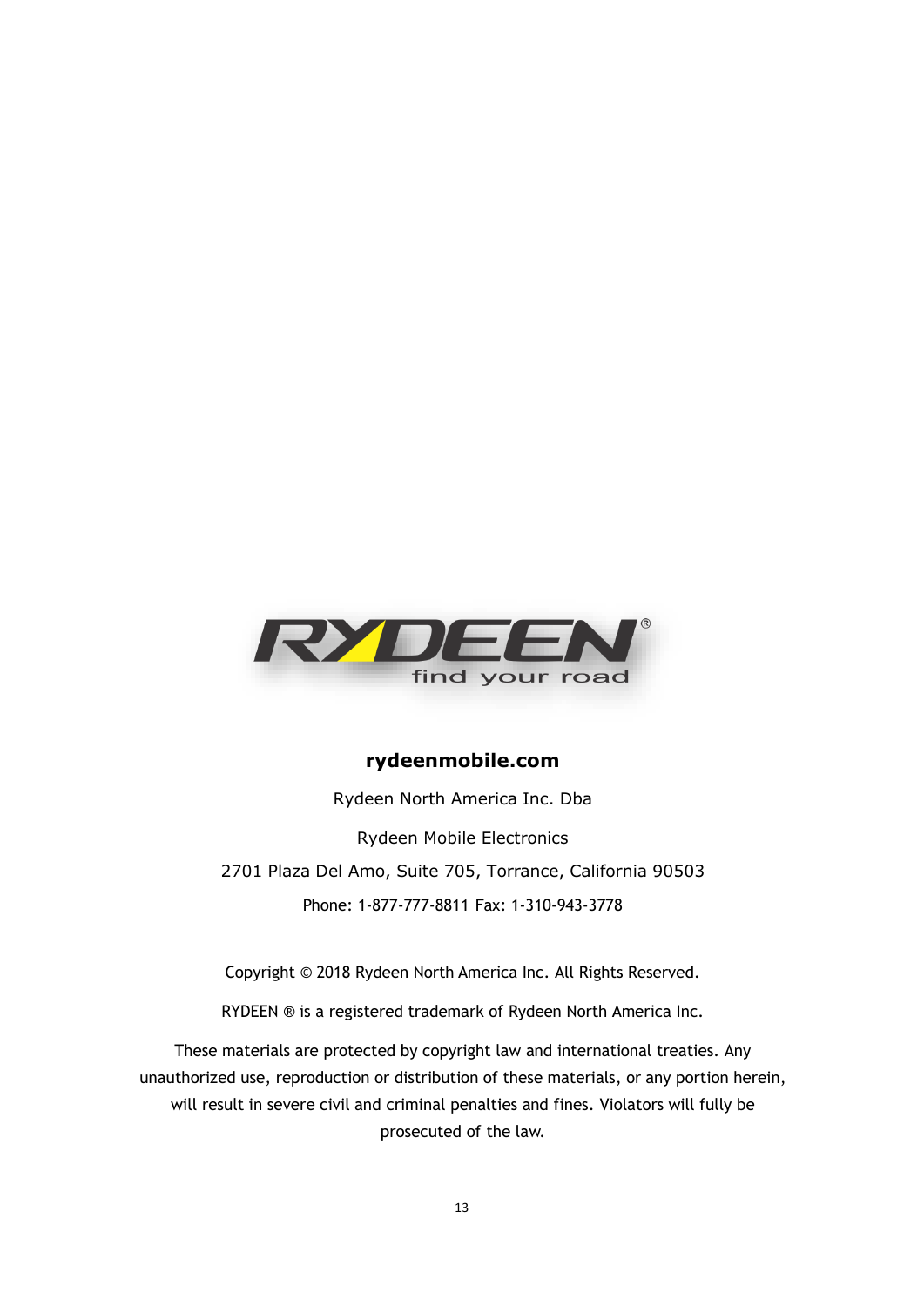RYDEEN®

find your road

**rydeenmobile.com**

Rydeen North America Inc. Dba

Rydeen Mobile Electronics

2701 Plaza Del Amo, Suite 705, Torrance, California 90503

Phone: 1-877-777-8811 Fax: 1-310-943-3778

Copyright © 2018 Rydeen North America Inc. All Rights Reserved.

RYDEEN ® is a registered trademark of Rydeen North America Inc.

These materials are protected by copyright law and international treaties. Any unauthorized use, reproduction or distribution of these materials, or any portion herein, will result in severe civil and criminal penalties and fines. Violators will fully be prosecuted of the law.